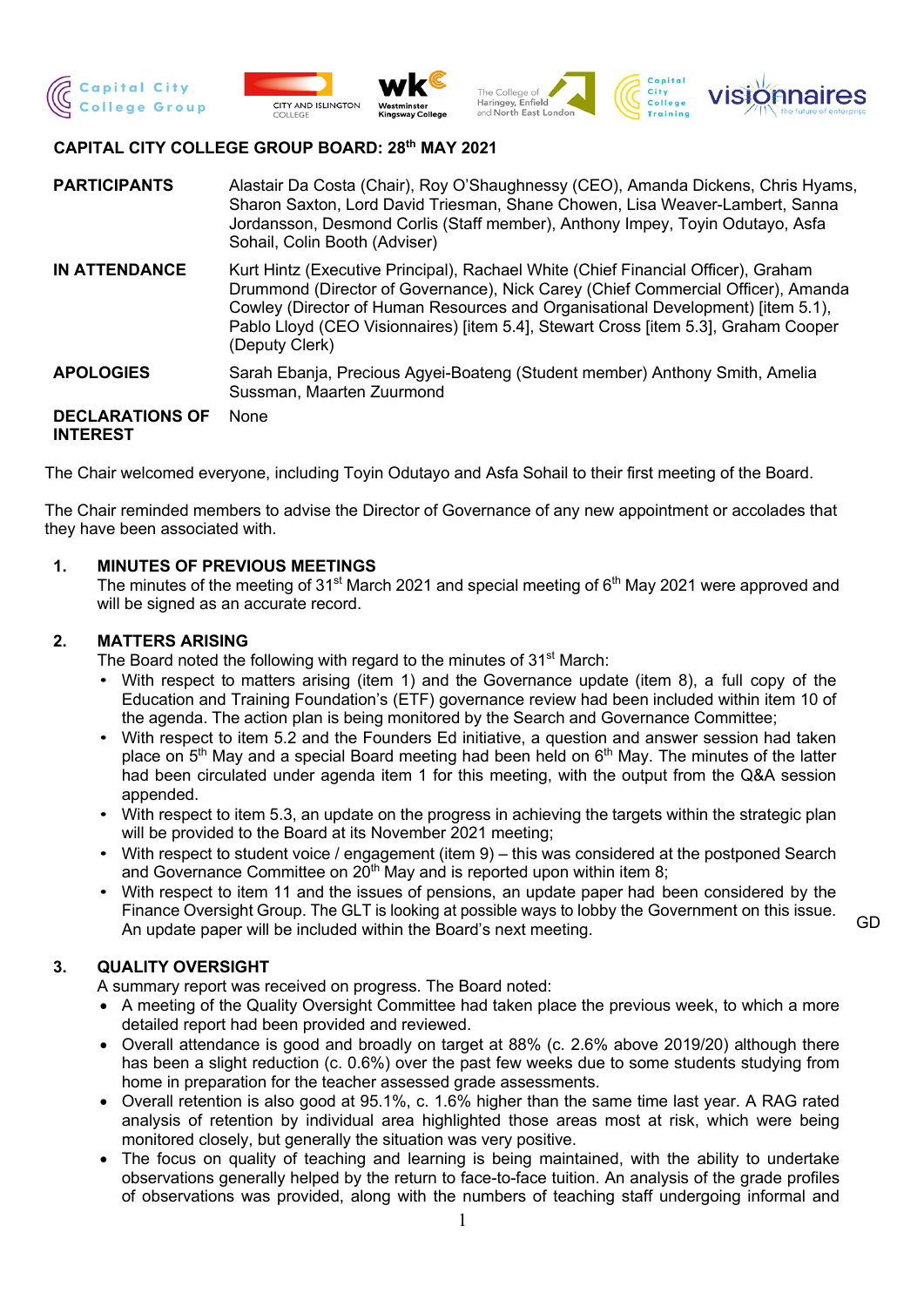## CAPITAL CITY COLLEGE GROUP BOARD: 28th MAY 2021

| | |
|---|---|
| **PARTICIPANTS** | Alastair Da Costa (Chair), Roy O'Shaughnessy (CEO), Amanda Dickens, Chris Hyams, Sharon Saxton, Lord David Triesman, Shane Chowen, Lisa Weaver-Lambert, Sanna Jordansson, Desmond Corlis (Staff member), Anthony Impey, Toyin Odutayo, Asfa Sohail, Colin Booth (Adviser) |
| **IN ATTENDANCE** | Kurt Hintz (Executive Principal), Rachael White (Chief Financial Officer), Graham Drummond (Director of Governance), Nick Carey (Chief Commercial Officer), Amanda Cowley (Director of Human Resources and Organisational Development) [item 5.1), Pablo Lloyd (CEO Visionnaires) [item 5.4], Stewart Cross [item 5.3], Graham Cooper (Deputy Clerk) |
| **APOLOGIES** | Sarah Ebanja, Precious Agyei-Boateng (Student member) Anthony Smith, Amelia Sussman, Maarten Zuurmond |
| **DECLARATIONS OF INTEREST** | None |

The Chair welcomed everyone, including Toyin Odutayo and Asfa Sohail to their first meeting of the Board.

The Chair reminded members to advise the Director of Governance of any new appointment or accolades that they have been associated with.

### 1. MINUTES OF PREVIOUS MEETINGS

The minutes of the meeting of 31st March 2021 and special meeting of 6th May 2021 were approved and will be signed as an accurate record.

### 2. MATTERS ARISING

The Board noted the following with regard to the minutes of 31st March:

- With respect to matters arising (item 1) and the Governance update (item 8), a full copy of the Education and Training Foundation's (ETF) governance review had been included within item 10 of the agenda. The action plan is being monitored by the Search and Governance Committee;
- With respect to item 5.2 and the Founders Ed initiative, a question and answer session had taken place on 5th May and a special Board meeting had been held on 6th May. The minutes of the latter had been circulated under agenda item 1 for this meeting, with the output from the Q&A session appended.
- With respect to item 5.3, an update on the progress in achieving the targets within the strategic plan will be provided to the Board at its November 2021 meeting;
- With respect to student voice / engagement (item 9) – this was considered at the postponed Search and Governance Committee on 20th May and is reported upon within item 8;
- With respect to item 11 and the issues of pensions, an update paper had been considered by the Finance Oversight Group. The GLT is looking at possible ways to lobby the Government on this issue. An update paper will be included within the Board's next meeting. **GD**

### 3. QUALITY OVERSIGHT

A summary report was received on progress. The Board noted:

- A meeting of the Quality Oversight Committee had taken place the previous week, to which a more detailed report had been provided and reviewed.
- Overall attendance is good and broadly on target at 88% (c. 2.6% above 2019/20) although there has been a slight reduction (c. 0.6%) over the past few weeks due to some students studying from home in preparation for the teacher assessed grade assessments.
- Overall retention is also good at 95.1%, c. 1.6% higher than the same time last year. A RAG rated analysis of retention by individual area highlighted those areas most at risk, which were being monitored closely, but generally the situation was very positive.
- The focus on quality of teaching and learning is being maintained, with the ability to undertake observations generally helped by the return to face-to-face tuition. An analysis of the grade profiles of observations was provided, along with the numbers of teaching staff undergoing informal and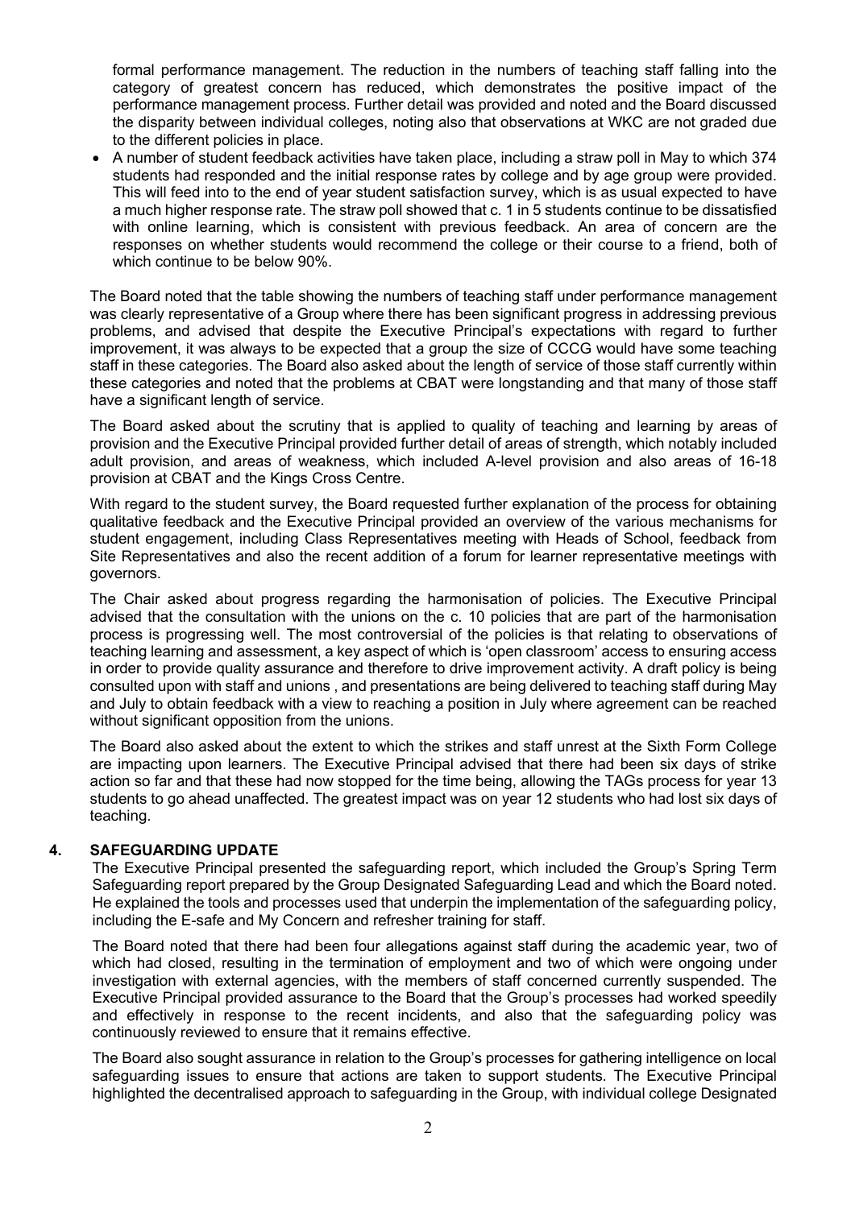formal performance management. The reduction in the numbers of teaching staff falling into the category of greatest concern has reduced, which demonstrates the positive impact of the performance management process. Further detail was provided and noted and the Board discussed the disparity between individual colleges, noting also that observations at WKC are not graded due to the different policies in place.

- A number of student feedback activities have taken place, including a straw poll in May to which 374 students had responded and the initial response rates by college and by age group were provided. This will feed into to the end of year student satisfaction survey, which is as usual expected to have a much higher response rate. The straw poll showed that c. 1 in 5 students continue to be dissatisfied with online learning, which is consistent with previous feedback. An area of concern are the responses on whether students would recommend the college or their course to a friend, both of which continue to be below 90%.

The Board noted that the table showing the numbers of teaching staff under performance management was clearly representative of a Group where there has been significant progress in addressing previous problems, and advised that despite the Executive Principal's expectations with regard to further improvement, it was always to be expected that a group the size of CCCG would have some teaching staff in these categories. The Board also asked about the length of service of those staff currently within these categories and noted that the problems at CBAT were longstanding and that many of those staff have a significant length of service.

The Board asked about the scrutiny that is applied to quality of teaching and learning by areas of provision and the Executive Principal provided further detail of areas of strength, which notably included adult provision, and areas of weakness, which included A-level provision and also areas of 16-18 provision at CBAT and the Kings Cross Centre.

With regard to the student survey, the Board requested further explanation of the process for obtaining qualitative feedback and the Executive Principal provided an overview of the various mechanisms for student engagement, including Class Representatives meeting with Heads of School, feedback from Site Representatives and also the recent addition of a forum for learner representative meetings with governors.

The Chair asked about progress regarding the harmonisation of policies. The Executive Principal advised that the consultation with the unions on the c. 10 policies that are part of the harmonisation process is progressing well. The most controversial of the policies is that relating to observations of teaching learning and assessment, a key aspect of which is 'open classroom' access to ensuring access in order to provide quality assurance and therefore to drive improvement activity. A draft policy is being consulted upon with staff and unions , and presentations are being delivered to teaching staff during May and July to obtain feedback with a view to reaching a position in July where agreement can be reached without significant opposition from the unions.

The Board also asked about the extent to which the strikes and staff unrest at the Sixth Form College are impacting upon learners. The Executive Principal advised that there had been six days of strike action so far and that these had now stopped for the time being, allowing the TAGs process for year 13 students to go ahead unaffected. The greatest impact was on year 12 students who had lost six days of teaching.

## 4. SAFEGUARDING UPDATE

The Executive Principal presented the safeguarding report, which included the Group's Spring Term Safeguarding report prepared by the Group Designated Safeguarding Lead and which the Board noted. He explained the tools and processes used that underpin the implementation of the safeguarding policy, including the E-safe and My Concern and refresher training for staff.

The Board noted that there had been four allegations against staff during the academic year, two of which had closed, resulting in the termination of employment and two of which were ongoing under investigation with external agencies, with the members of staff concerned currently suspended. The Executive Principal provided assurance to the Board that the Group's processes had worked speedily and effectively in response to the recent incidents, and also that the safeguarding policy was continuously reviewed to ensure that it remains effective.

The Board also sought assurance in relation to the Group's processes for gathering intelligence on local safeguarding issues to ensure that actions are taken to support students. The Executive Principal highlighted the decentralised approach to safeguarding in the Group, with individual college Designated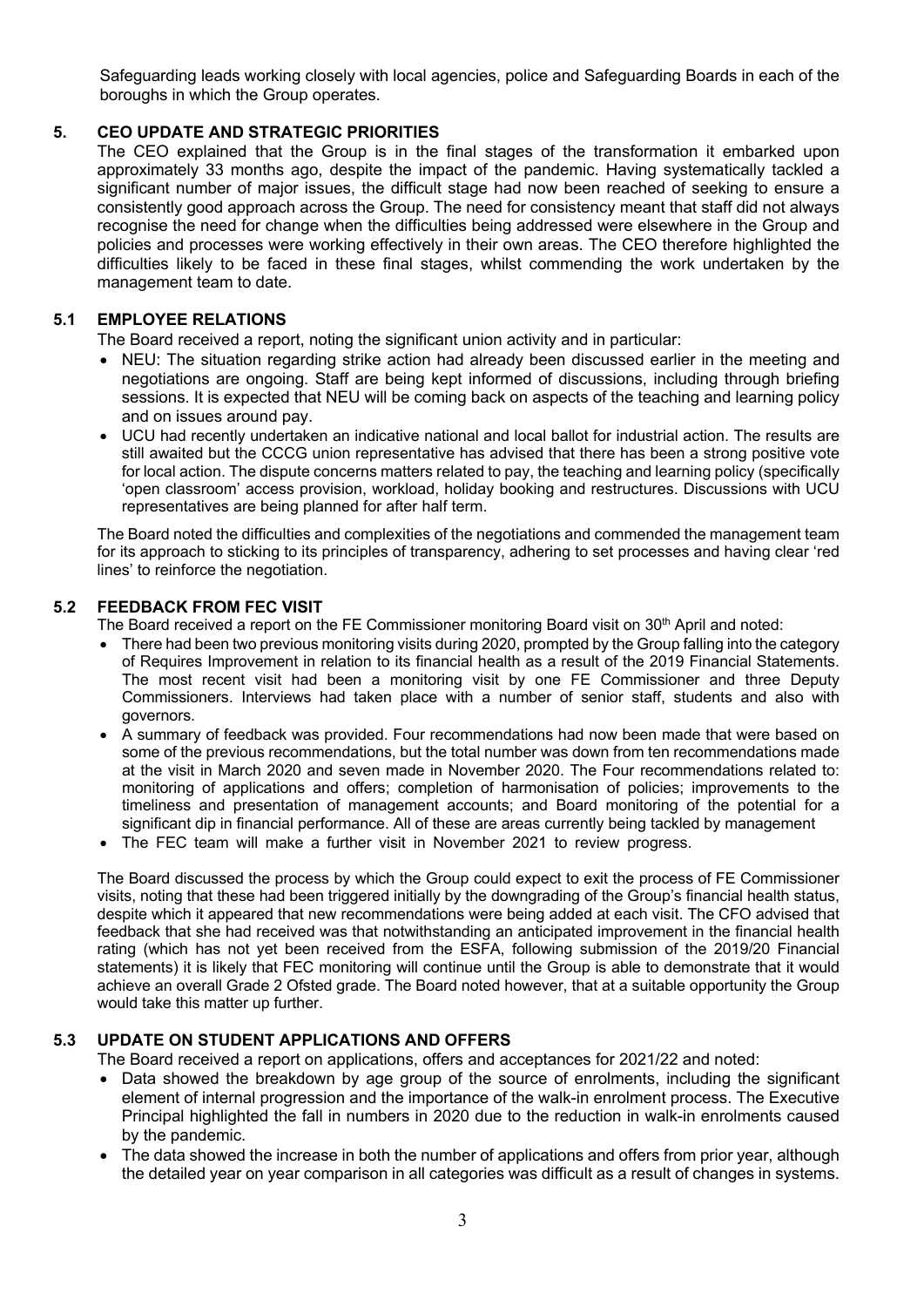Safeguarding leads working closely with local agencies, police and Safeguarding Boards in each of the boroughs in which the Group operates.

## 5. CEO UPDATE AND STRATEGIC PRIORITIES

The CEO explained that the Group is in the final stages of the transformation it embarked upon approximately 33 months ago, despite the impact of the pandemic. Having systematically tackled a significant number of major issues, the difficult stage had now been reached of seeking to ensure a consistently good approach across the Group. The need for consistency meant that staff did not always recognise the need for change when the difficulties being addressed were elsewhere in the Group and policies and processes were working effectively in their own areas. The CEO therefore highlighted the difficulties likely to be faced in these final stages, whilst commending the work undertaken by the management team to date.

### 5.1 EMPLOYEE RELATIONS

The Board received a report, noting the significant union activity and in particular:

- NEU: The situation regarding strike action had already been discussed earlier in the meeting and negotiations are ongoing. Staff are being kept informed of discussions, including through briefing sessions. It is expected that NEU will be coming back on aspects of the teaching and learning policy and on issues around pay.
- UCU had recently undertaken an indicative national and local ballot for industrial action. The results are still awaited but the CCCG union representative has advised that there has been a strong positive vote for local action. The dispute concerns matters related to pay, the teaching and learning policy (specifically 'open classroom' access provision, workload, holiday booking and restructures. Discussions with UCU representatives are being planned for after half term.

The Board noted the difficulties and complexities of the negotiations and commended the management team for its approach to sticking to its principles of transparency, adhering to set processes and having clear 'red lines' to reinforce the negotiation.

### 5.2 FEEDBACK FROM FEC VISIT

The Board received a report on the FE Commissioner monitoring Board visit on 30th April and noted:

- There had been two previous monitoring visits during 2020, prompted by the Group falling into the category of Requires Improvement in relation to its financial health as a result of the 2019 Financial Statements. The most recent visit had been a monitoring visit by one FE Commissioner and three Deputy Commissioners. Interviews had taken place with a number of senior staff, students and also with governors.
- A summary of feedback was provided. Four recommendations had now been made that were based on some of the previous recommendations, but the total number was down from ten recommendations made at the visit in March 2020 and seven made in November 2020. The Four recommendations related to: monitoring of applications and offers; completion of harmonisation of policies; improvements to the timeliness and presentation of management accounts; and Board monitoring of the potential for a significant dip in financial performance. All of these are areas currently being tackled by management
- The FEC team will make a further visit in November 2021 to review progress.

The Board discussed the process by which the Group could expect to exit the process of FE Commissioner visits, noting that these had been triggered initially by the downgrading of the Group's financial health status, despite which it appeared that new recommendations were being added at each visit. The CFO advised that feedback that she had received was that notwithstanding an anticipated improvement in the financial health rating (which has not yet been received from the ESFA, following submission of the 2019/20 Financial statements) it is likely that FEC monitoring will continue until the Group is able to demonstrate that it would achieve an overall Grade 2 Ofsted grade. The Board noted however, that at a suitable opportunity the Group would take this matter up further.

### 5.3 UPDATE ON STUDENT APPLICATIONS AND OFFERS

The Board received a report on applications, offers and acceptances for 2021/22 and noted:

- Data showed the breakdown by age group of the source of enrolments, including the significant element of internal progression and the importance of the walk-in enrolment process. The Executive Principal highlighted the fall in numbers in 2020 due to the reduction in walk-in enrolments caused by the pandemic.
- The data showed the increase in both the number of applications and offers from prior year, although the detailed year on year comparison in all categories was difficult as a result of changes in systems.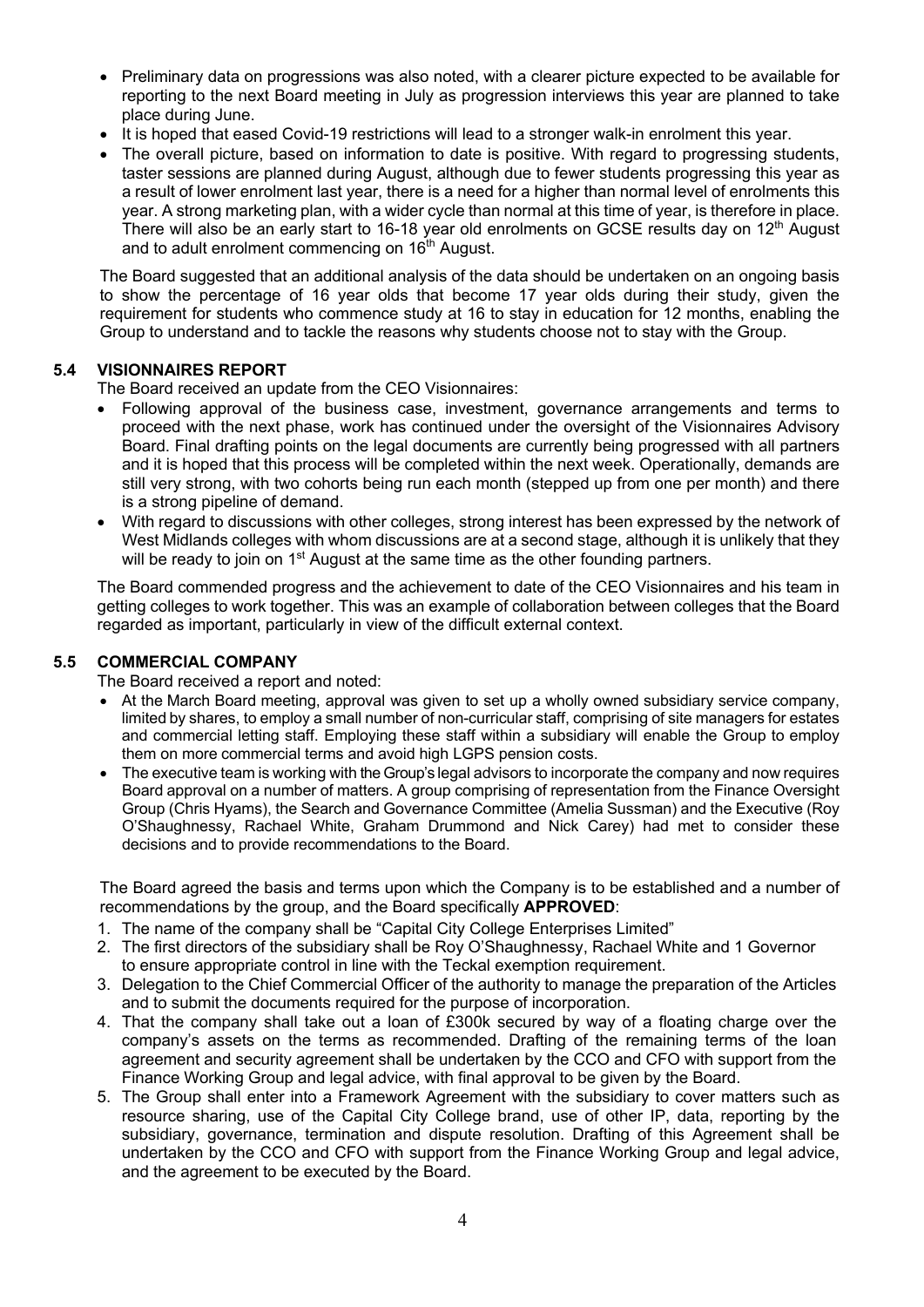- Preliminary data on progressions was also noted, with a clearer picture expected to be available for reporting to the next Board meeting in July as progression interviews this year are planned to take place during June.
- It is hoped that eased Covid-19 restrictions will lead to a stronger walk-in enrolment this year.
- The overall picture, based on information to date is positive. With regard to progressing students, taster sessions are planned during August, although due to fewer students progressing this year as a result of lower enrolment last year, there is a need for a higher than normal level of enrolments this year. A strong marketing plan, with a wider cycle than normal at this time of year, is therefore in place. There will also be an early start to 16-18 year old enrolments on GCSE results day on 12th August and to adult enrolment commencing on 16th August.

The Board suggested that an additional analysis of the data should be undertaken on an ongoing basis to show the percentage of 16 year olds that become 17 year olds during their study, given the requirement for students who commence study at 16 to stay in education for 12 months, enabling the Group to understand and to tackle the reasons why students choose not to stay with the Group.

### 5.4 VISIONNAIRES REPORT

The Board received an update from the CEO Visionnaires:

- Following approval of the business case, investment, governance arrangements and terms to proceed with the next phase, work has continued under the oversight of the Visionnaires Advisory Board. Final drafting points on the legal documents are currently being progressed with all partners and it is hoped that this process will be completed within the next week. Operationally, demands are still very strong, with two cohorts being run each month (stepped up from one per month) and there is a strong pipeline of demand.
- With regard to discussions with other colleges, strong interest has been expressed by the network of West Midlands colleges with whom discussions are at a second stage, although it is unlikely that they will be ready to join on 1st August at the same time as the other founding partners.

The Board commended progress and the achievement to date of the CEO Visionnaires and his team in getting colleges to work together. This was an example of collaboration between colleges that the Board regarded as important, particularly in view of the difficult external context.

### 5.5 COMMERCIAL COMPANY

The Board received a report and noted:

- At the March Board meeting, approval was given to set up a wholly owned subsidiary service company, limited by shares, to employ a small number of non-curricular staff, comprising of site managers for estates and commercial letting staff. Employing these staff within a subsidiary will enable the Group to employ them on more commercial terms and avoid high LGPS pension costs.
- The executive team is working with the Group's legal advisors to incorporate the company and now requires Board approval on a number of matters. A group comprising of representation from the Finance Oversight Group (Chris Hyams), the Search and Governance Committee (Amelia Sussman) and the Executive (Roy O'Shaughnessy, Rachael White, Graham Drummond and Nick Carey) had met to consider these decisions and to provide recommendations to the Board.

The Board agreed the basis and terms upon which the Company is to be established and a number of recommendations by the group, and the Board specifically **APPROVED**:

1. The name of the company shall be "Capital City College Enterprises Limited"
2. The first directors of the subsidiary shall be Roy O'Shaughnessy, Rachael White and 1 Governor to ensure appropriate control in line with the Teckal exemption requirement.
3. Delegation to the Chief Commercial Officer of the authority to manage the preparation of the Articles and to submit the documents required for the purpose of incorporation.
4. That the company shall take out a loan of £300k secured by way of a floating charge over the company's assets on the terms as recommended. Drafting of the remaining terms of the loan agreement and security agreement shall be undertaken by the CCO and CFO with support from the Finance Working Group and legal advice, with final approval to be given by the Board.
5. The Group shall enter into a Framework Agreement with the subsidiary to cover matters such as resource sharing, use of the Capital City College brand, use of other IP, data, reporting by the subsidiary, governance, termination and dispute resolution. Drafting of this Agreement shall be undertaken by the CCO and CFO with support from the Finance Working Group and legal advice, and the agreement to be executed by the Board.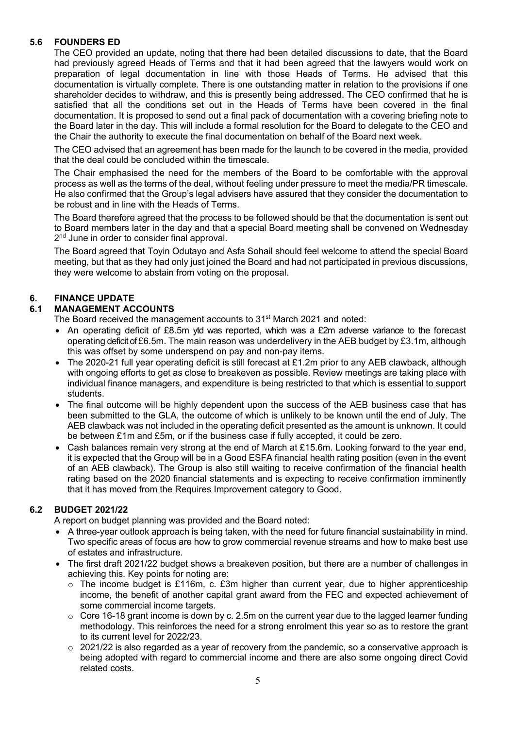### 5.6 FOUNDERS ED

The CEO provided an update, noting that there had been detailed discussions to date, that the Board had previously agreed Heads of Terms and that it had been agreed that the lawyers would work on preparation of legal documentation in line with those Heads of Terms. He advised that this documentation is virtually complete. There is one outstanding matter in relation to the provisions if one shareholder decides to withdraw, and this is presently being addressed. The CEO confirmed that he is satisfied that all the conditions set out in the Heads of Terms have been covered in the final documentation. It is proposed to send out a final pack of documentation with a covering briefing note to the Board later in the day. This will include a formal resolution for the Board to delegate to the CEO and the Chair the authority to execute the final documentation on behalf of the Board next week.

The CEO advised that an agreement has been made for the launch to be covered in the media, provided that the deal could be concluded within the timescale.

The Chair emphasised the need for the members of the Board to be comfortable with the approval process as well as the terms of the deal, without feeling under pressure to meet the media/PR timescale. He also confirmed that the Group's legal advisers have assured that they consider the documentation to be robust and in line with the Heads of Terms.

The Board therefore agreed that the process to be followed should be that the documentation is sent out to Board members later in the day and that a special Board meeting shall be convened on Wednesday 2nd June in order to consider final approval.

The Board agreed that Toyin Odutayo and Asfa Sohail should feel welcome to attend the special Board meeting, but that as they had only just joined the Board and had not participated in previous discussions, they were welcome to abstain from voting on the proposal.

## 6. FINANCE UPDATE

### 6.1 MANAGEMENT ACCOUNTS

The Board received the management accounts to 31st March 2021 and noted:

- An operating deficit of £8.5m ytd was reported, which was a £2m adverse variance to the forecast operating deficit of £6.5m. The main reason was underdelivery in the AEB budget by £3.1m, although this was offset by some underspend on pay and non-pay items.
- The 2020-21 full year operating deficit is still forecast at £1.2m prior to any AEB clawback, although with ongoing efforts to get as close to breakeven as possible. Review meetings are taking place with individual finance managers, and expenditure is being restricted to that which is essential to support students.
- The final outcome will be highly dependent upon the success of the AEB business case that has been submitted to the GLA, the outcome of which is unlikely to be known until the end of July. The AEB clawback was not included in the operating deficit presented as the amount is unknown. It could be between £1m and £5m, or if the business case if fully accepted, it could be zero.
- Cash balances remain very strong at the end of March at £15.6m. Looking forward to the year end, it is expected that the Group will be in a Good ESFA financial health rating position (even in the event of an AEB clawback). The Group is also still waiting to receive confirmation of the financial health rating based on the 2020 financial statements and is expecting to receive confirmation imminently that it has moved from the Requires Improvement category to Good.

### 6.2 BUDGET 2021/22

A report on budget planning was provided and the Board noted:

- A three-year outlook approach is being taken, with the need for future financial sustainability in mind. Two specific areas of focus are how to grow commercial revenue streams and how to make best use of estates and infrastructure.
- The first draft 2021/22 budget shows a breakeven position, but there are a number of challenges in achieving this. Key points for noting are:
  - The income budget is £116m, c. £3m higher than current year, due to higher apprenticeship income, the benefit of another capital grant award from the FEC and expected achievement of some commercial income targets.
  - Core 16-18 grant income is down by c. 2.5m on the current year due to the lagged learner funding methodology. This reinforces the need for a strong enrolment this year so as to restore the grant to its current level for 2022/23.
  - 2021/22 is also regarded as a year of recovery from the pandemic, so a conservative approach is being adopted with regard to commercial income and there are also some ongoing direct Covid related costs.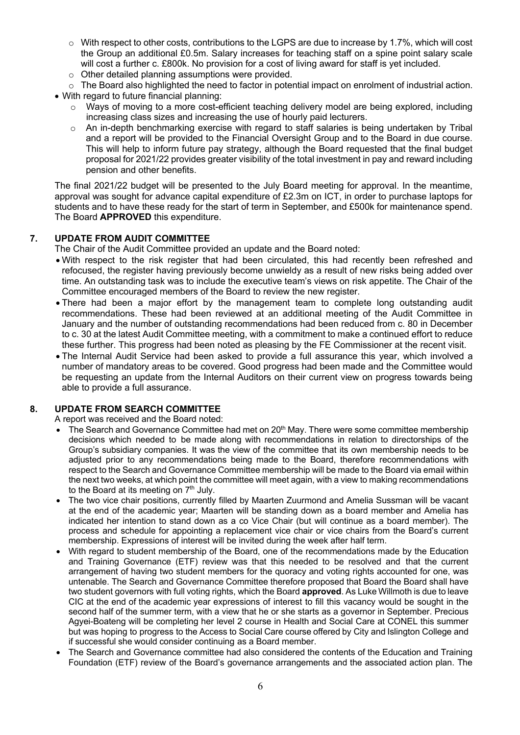- With respect to other costs, contributions to the LGPS are due to increase by 1.7%, which will cost the Group an additional £0.5m. Salary increases for teaching staff on a spine point salary scale will cost a further c. £800k. No provision for a cost of living award for staff is yet included.
  - Other detailed planning assumptions were provided.
  - The Board also highlighted the need to factor in potential impact on enrolment of industrial action.
- With regard to future financial planning:
  - Ways of moving to a more cost-efficient teaching delivery model are being explored, including increasing class sizes and increasing the use of hourly paid lecturers.
  - An in-depth benchmarking exercise with regard to staff salaries is being undertaken by Tribal and a report will be provided to the Financial Oversight Group and to the Board in due course. This will help to inform future pay strategy, although the Board requested that the final budget proposal for 2021/22 provides greater visibility of the total investment in pay and reward including pension and other benefits.

The final 2021/22 budget will be presented to the July Board meeting for approval. In the meantime, approval was sought for advance capital expenditure of £2.3m on ICT, in order to purchase laptops for students and to have these ready for the start of term in September, and £500k for maintenance spend. The Board **APPROVED** this expenditure.

## 7. UPDATE FROM AUDIT COMMITTEE

The Chair of the Audit Committee provided an update and the Board noted:

- With respect to the risk register that had been circulated, this had recently been refreshed and refocused, the register having previously become unwieldy as a result of new risks being added over time. An outstanding task was to include the executive team's views on risk appetite. The Chair of the Committee encouraged members of the Board to review the new register.
- There had been a major effort by the management team to complete long outstanding audit recommendations. These had been reviewed at an additional meeting of the Audit Committee in January and the number of outstanding recommendations had been reduced from c. 80 in December to c. 30 at the latest Audit Committee meeting, with a commitment to make a continued effort to reduce these further. This progress had been noted as pleasing by the FE Commissioner at the recent visit.
- The Internal Audit Service had been asked to provide a full assurance this year, which involved a number of mandatory areas to be covered. Good progress had been made and the Committee would be requesting an update from the Internal Auditors on their current view on progress towards being able to provide a full assurance.

## 8. UPDATE FROM SEARCH COMMITTEE

A report was received and the Board noted:

- The Search and Governance Committee had met on 20th May. There were some committee membership decisions which needed to be made along with recommendations in relation to directorships of the Group's subsidiary companies. It was the view of the committee that its own membership needs to be adjusted prior to any recommendations being made to the Board, therefore recommendations with respect to the Search and Governance Committee membership will be made to the Board via email within the next two weeks, at which point the committee will meet again, with a view to making recommendations to the Board at its meeting on 7th July.
- The two vice chair positions, currently filled by Maarten Zuurmond and Amelia Sussman will be vacant at the end of the academic year; Maarten will be standing down as a board member and Amelia has indicated her intention to stand down as a co Vice Chair (but will continue as a board member). The process and schedule for appointing a replacement vice chair or vice chairs from the Board's current membership. Expressions of interest will be invited during the week after half term.
- With regard to student membership of the Board, one of the recommendations made by the Education and Training Governance (ETF) review was that this needed to be resolved and that the current arrangement of having two student members for the quoracy and voting rights accounted for one, was untenable. The Search and Governance Committee therefore proposed that Board the Board shall have two student governors with full voting rights, which the Board **approved**. As Luke Willmoth is due to leave CIC at the end of the academic year expressions of interest to fill this vacancy would be sought in the second half of the summer term, with a view that he or she starts as a governor in September. Precious Agyei-Boateng will be completing her level 2 course in Health and Social Care at CONEL this summer but was hoping to progress to the Access to Social Care course offered by City and Islington College and if successful she would consider continuing as a Board member.
- The Search and Governance committee had also considered the contents of the Education and Training Foundation (ETF) review of the Board's governance arrangements and the associated action plan. The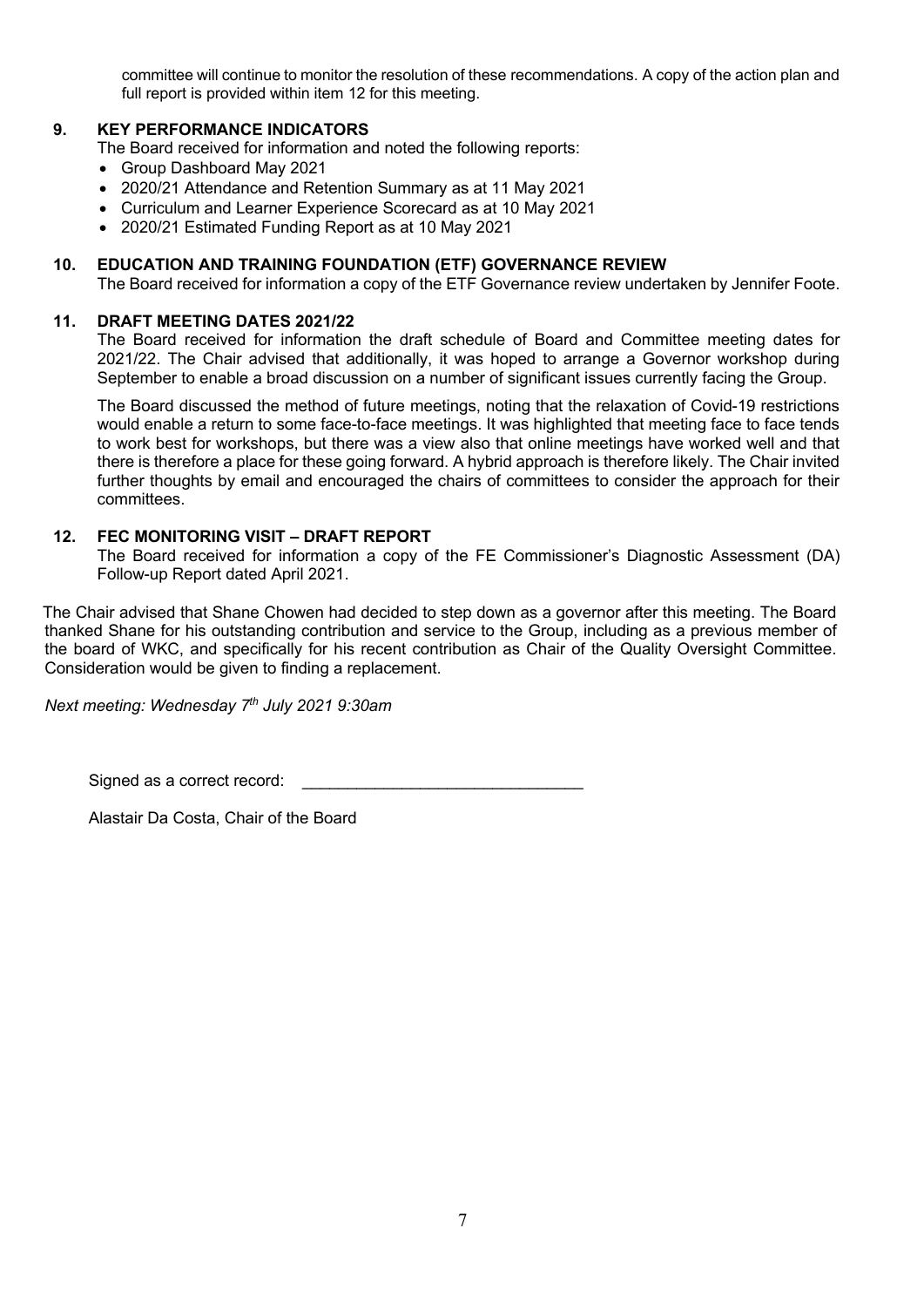committee will continue to monitor the resolution of these recommendations. A copy of the action plan and full report is provided within item 12 for this meeting.

## 9. KEY PERFORMANCE INDICATORS

The Board received for information and noted the following reports:

- Group Dashboard May 2021
- 2020/21 Attendance and Retention Summary as at 11 May 2021
- Curriculum and Learner Experience Scorecard as at 10 May 2021
- 2020/21 Estimated Funding Report as at 10 May 2021

## 10. EDUCATION AND TRAINING FOUNDATION (ETF) GOVERNANCE REVIEW

The Board received for information a copy of the ETF Governance review undertaken by Jennifer Foote.

## 11. DRAFT MEETING DATES 2021/22

The Board received for information the draft schedule of Board and Committee meeting dates for 2021/22. The Chair advised that additionally, it was hoped to arrange a Governor workshop during September to enable a broad discussion on a number of significant issues currently facing the Group.

The Board discussed the method of future meetings, noting that the relaxation of Covid-19 restrictions would enable a return to some face-to-face meetings. It was highlighted that meeting face to face tends to work best for workshops, but there was a view also that online meetings have worked well and that there is therefore a place for these going forward. A hybrid approach is therefore likely. The Chair invited further thoughts by email and encouraged the chairs of committees to consider the approach for their committees.

## 12. FEC MONITORING VISIT – DRAFT REPORT

The Board received for information a copy of the FE Commissioner's Diagnostic Assessment (DA) Follow-up Report dated April 2021.

The Chair advised that Shane Chowen had decided to step down as a governor after this meeting. The Board thanked Shane for his outstanding contribution and service to the Group, including as a previous member of the board of WKC, and specifically for his recent contribution as Chair of the Quality Oversight Committee. Consideration would be given to finding a replacement.

*Next meeting: Wednesday 7th July 2021 9:30am*

Signed as a correct record: ______________________________

Alastair Da Costa, Chair of the Board